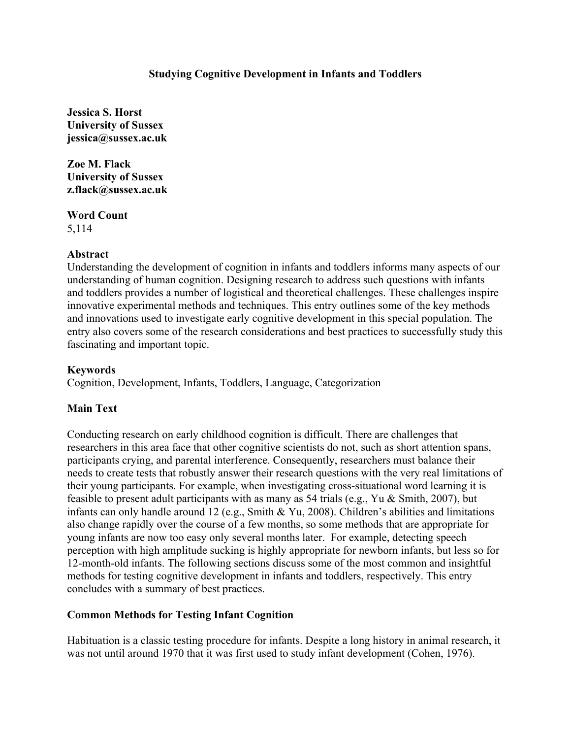# Studying Cognitive Development in Infants and Toddlers

**Jessica S. Horst**
**University of Sussex**
**jessica@sussex.ac.uk**

**Zoe M. Flack**
**University of Sussex**
**z.flack@sussex.ac.uk**

**Word Count**
5,114

**Abstract**
Understanding the development of cognition in infants and toddlers informs many aspects of our understanding of human cognition. Designing research to address such questions with infants and toddlers provides a number of logistical and theoretical challenges. These challenges inspire innovative experimental methods and techniques. This entry outlines some of the key methods and innovations used to investigate early cognitive development in this special population. The entry also covers some of the research considerations and best practices to successfully study this fascinating and important topic.

**Keywords**
Cognition, Development, Infants, Toddlers, Language, Categorization

**Main Text**

Conducting research on early childhood cognition is difficult. There are challenges that researchers in this area face that other cognitive scientists do not, such as short attention spans, participants crying, and parental interference. Consequently, researchers must balance their needs to create tests that robustly answer their research questions with the very real limitations of their young participants. For example, when investigating cross-situational word learning it is feasible to present adult participants with as many as 54 trials (e.g., Yu & Smith, 2007), but infants can only handle around 12 (e.g., Smith & Yu, 2008). Children's abilities and limitations also change rapidly over the course of a few months, so some methods that are appropriate for young infants are now too easy only several months later. For example, detecting speech perception with high amplitude sucking is highly appropriate for newborn infants, but less so for 12-month-old infants. The following sections discuss some of the most common and insightful methods for testing cognitive development in infants and toddlers, respectively. This entry concludes with a summary of best practices.

**Common Methods for Testing Infant Cognition**

Habituation is a classic testing procedure for infants. Despite a long history in animal research, it was not until around 1970 that it was first used to study infant development (Cohen, 1976).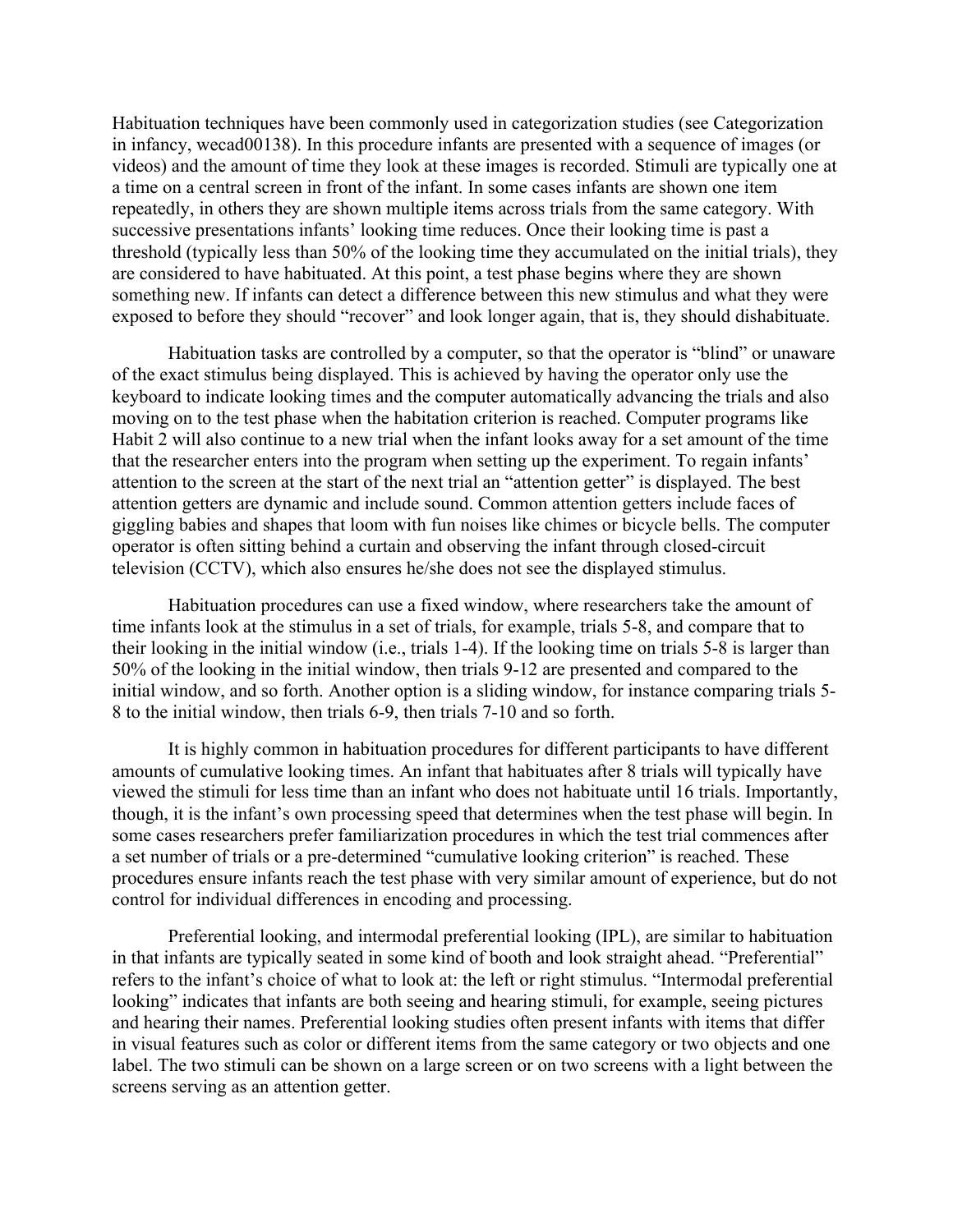Habituation techniques have been commonly used in categorization studies (see Categorization in infancy, wecad00138). In this procedure infants are presented with a sequence of images (or videos) and the amount of time they look at these images is recorded. Stimuli are typically one at a time on a central screen in front of the infant. In some cases infants are shown one item repeatedly, in others they are shown multiple items across trials from the same category. With successive presentations infants' looking time reduces. Once their looking time is past a threshold (typically less than 50% of the looking time they accumulated on the initial trials), they are considered to have habituated. At this point, a test phase begins where they are shown something new. If infants can detect a difference between this new stimulus and what they were exposed to before they should "recover" and look longer again, that is, they should dishabituate.

Habituation tasks are controlled by a computer, so that the operator is "blind" or unaware of the exact stimulus being displayed. This is achieved by having the operator only use the keyboard to indicate looking times and the computer automatically advancing the trials and also moving on to the test phase when the habitation criterion is reached. Computer programs like Habit 2 will also continue to a new trial when the infant looks away for a set amount of the time that the researcher enters into the program when setting up the experiment. To regain infants' attention to the screen at the start of the next trial an "attention getter" is displayed. The best attention getters are dynamic and include sound. Common attention getters include faces of giggling babies and shapes that loom with fun noises like chimes or bicycle bells. The computer operator is often sitting behind a curtain and observing the infant through closed-circuit television (CCTV), which also ensures he/she does not see the displayed stimulus.

Habituation procedures can use a fixed window, where researchers take the amount of time infants look at the stimulus in a set of trials, for example, trials 5-8, and compare that to their looking in the initial window (i.e., trials 1-4). If the looking time on trials 5-8 is larger than 50% of the looking in the initial window, then trials 9-12 are presented and compared to the initial window, and so forth. Another option is a sliding window, for instance comparing trials 5-8 to the initial window, then trials 6-9, then trials 7-10 and so forth.

It is highly common in habituation procedures for different participants to have different amounts of cumulative looking times. An infant that habituates after 8 trials will typically have viewed the stimuli for less time than an infant who does not habituate until 16 trials. Importantly, though, it is the infant's own processing speed that determines when the test phase will begin. In some cases researchers prefer familiarization procedures in which the test trial commences after a set number of trials or a pre-determined "cumulative looking criterion" is reached. These procedures ensure infants reach the test phase with very similar amount of experience, but do not control for individual differences in encoding and processing.

Preferential looking, and intermodal preferential looking (IPL), are similar to habituation in that infants are typically seated in some kind of booth and look straight ahead. "Preferential" refers to the infant's choice of what to look at: the left or right stimulus. "Intermodal preferential looking" indicates that infants are both seeing and hearing stimuli, for example, seeing pictures and hearing their names. Preferential looking studies often present infants with items that differ in visual features such as color or different items from the same category or two objects and one label. The two stimuli can be shown on a large screen or on two screens with a light between the screens serving as an attention getter.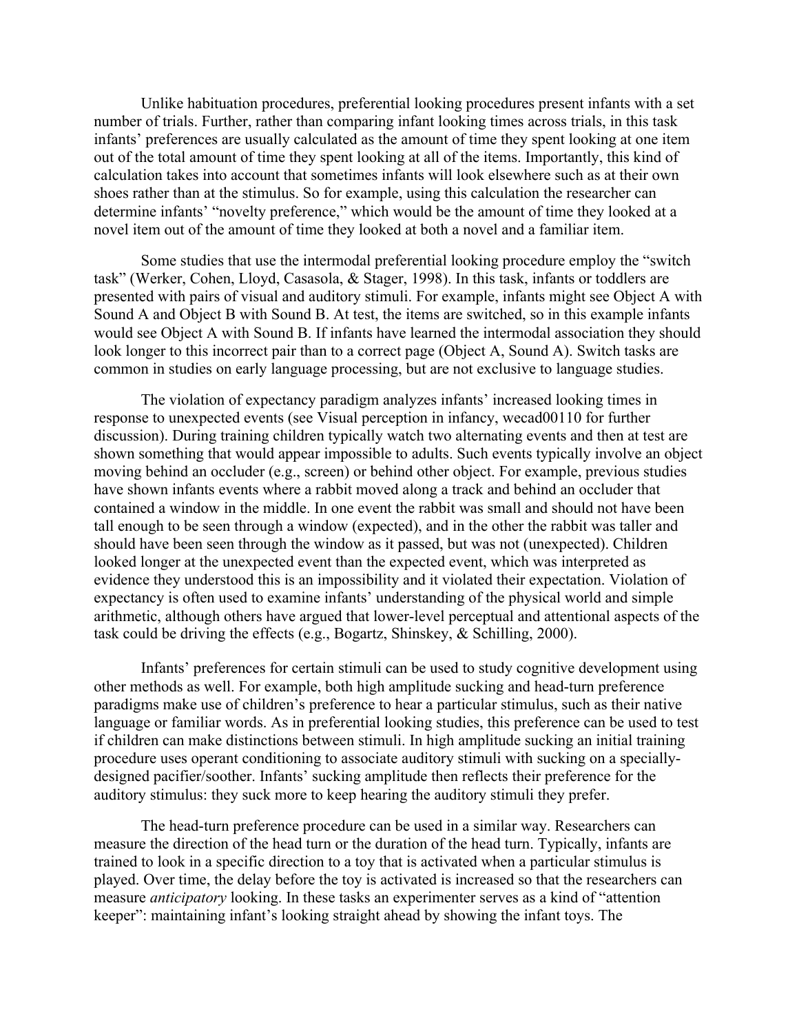Unlike habituation procedures, preferential looking procedures present infants with a set number of trials. Further, rather than comparing infant looking times across trials, in this task infants' preferences are usually calculated as the amount of time they spent looking at one item out of the total amount of time they spent looking at all of the items. Importantly, this kind of calculation takes into account that sometimes infants will look elsewhere such as at their own shoes rather than at the stimulus. So for example, using this calculation the researcher can determine infants' "novelty preference," which would be the amount of time they looked at a novel item out of the amount of time they looked at both a novel and a familiar item.

Some studies that use the intermodal preferential looking procedure employ the "switch task" (Werker, Cohen, Lloyd, Casasola, & Stager, 1998). In this task, infants or toddlers are presented with pairs of visual and auditory stimuli. For example, infants might see Object A with Sound A and Object B with Sound B. At test, the items are switched, so in this example infants would see Object A with Sound B. If infants have learned the intermodal association they should look longer to this incorrect pair than to a correct page (Object A, Sound A). Switch tasks are common in studies on early language processing, but are not exclusive to language studies.

The violation of expectancy paradigm analyzes infants' increased looking times in response to unexpected events (see Visual perception in infancy, wecad00110 for further discussion). During training children typically watch two alternating events and then at test are shown something that would appear impossible to adults. Such events typically involve an object moving behind an occluder (e.g., screen) or behind other object. For example, previous studies have shown infants events where a rabbit moved along a track and behind an occluder that contained a window in the middle. In one event the rabbit was small and should not have been tall enough to be seen through a window (expected), and in the other the rabbit was taller and should have been seen through the window as it passed, but was not (unexpected). Children looked longer at the unexpected event than the expected event, which was interpreted as evidence they understood this is an impossibility and it violated their expectation. Violation of expectancy is often used to examine infants' understanding of the physical world and simple arithmetic, although others have argued that lower-level perceptual and attentional aspects of the task could be driving the effects (e.g., Bogartz, Shinskey, & Schilling, 2000).

Infants' preferences for certain stimuli can be used to study cognitive development using other methods as well. For example, both high amplitude sucking and head-turn preference paradigms make use of children's preference to hear a particular stimulus, such as their native language or familiar words. As in preferential looking studies, this preference can be used to test if children can make distinctions between stimuli. In high amplitude sucking an initial training procedure uses operant conditioning to associate auditory stimuli with sucking on a specially-designed pacifier/soother. Infants' sucking amplitude then reflects their preference for the auditory stimulus: they suck more to keep hearing the auditory stimuli they prefer.

The head-turn preference procedure can be used in a similar way. Researchers can measure the direction of the head turn or the duration of the head turn. Typically, infants are trained to look in a specific direction to a toy that is activated when a particular stimulus is played. Over time, the delay before the toy is activated is increased so that the researchers can measure *anticipatory* looking. In these tasks an experimenter serves as a kind of "attention keeper": maintaining infant's looking straight ahead by showing the infant toys. The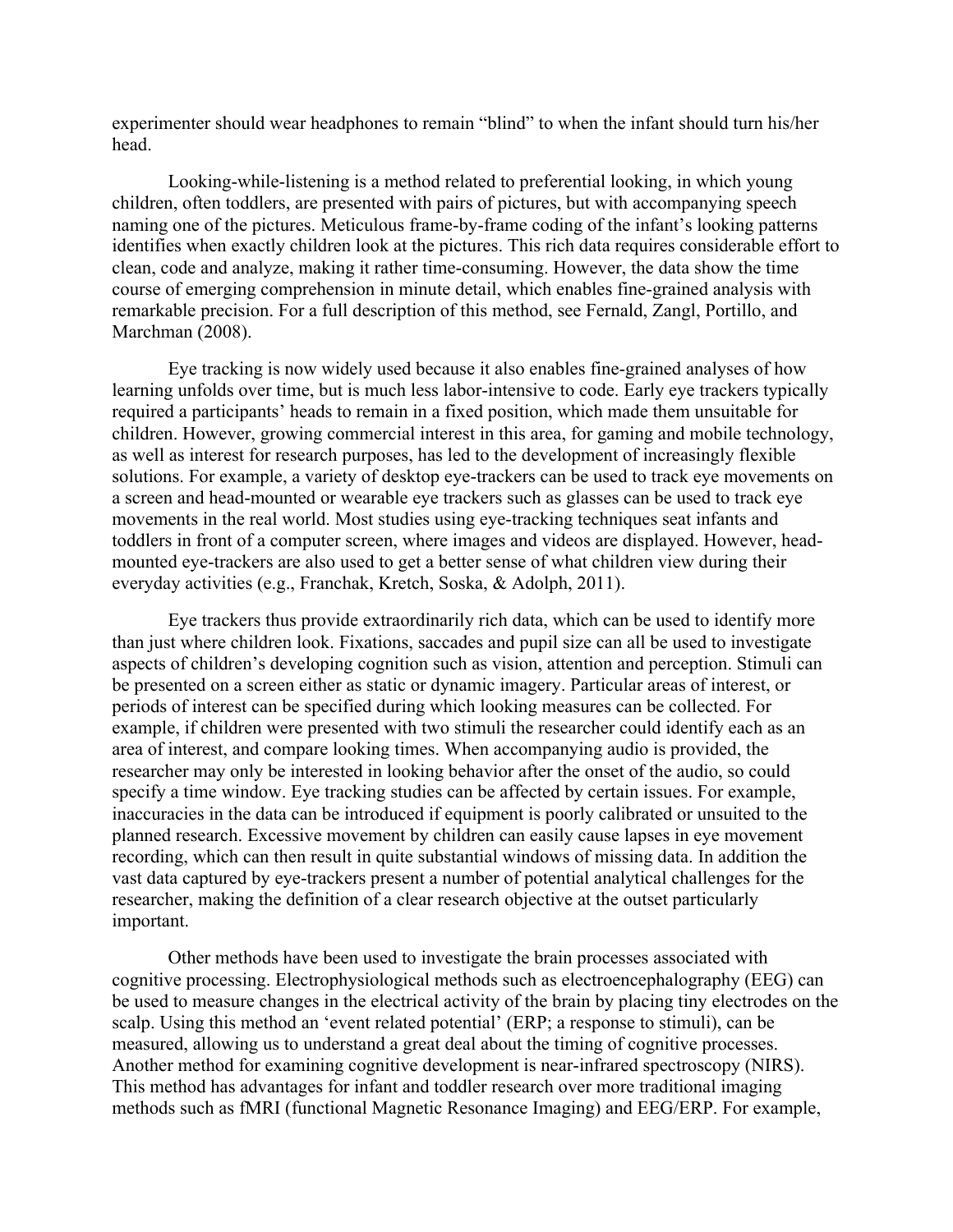experimenter should wear headphones to remain "blind" to when the infant should turn his/her head.

Looking-while-listening is a method related to preferential looking, in which young children, often toddlers, are presented with pairs of pictures, but with accompanying speech naming one of the pictures. Meticulous frame-by-frame coding of the infant's looking patterns identifies when exactly children look at the pictures. This rich data requires considerable effort to clean, code and analyze, making it rather time-consuming. However, the data show the time course of emerging comprehension in minute detail, which enables fine-grained analysis with remarkable precision. For a full description of this method, see Fernald, Zangl, Portillo, and Marchman (2008).

Eye tracking is now widely used because it also enables fine-grained analyses of how learning unfolds over time, but is much less labor-intensive to code. Early eye trackers typically required a participants' heads to remain in a fixed position, which made them unsuitable for children. However, growing commercial interest in this area, for gaming and mobile technology, as well as interest for research purposes, has led to the development of increasingly flexible solutions. For example, a variety of desktop eye-trackers can be used to track eye movements on a screen and head-mounted or wearable eye trackers such as glasses can be used to track eye movements in the real world. Most studies using eye-tracking techniques seat infants and toddlers in front of a computer screen, where images and videos are displayed. However, head-mounted eye-trackers are also used to get a better sense of what children view during their everyday activities (e.g., Franchak, Kretch, Soska, & Adolph, 2011).

Eye trackers thus provide extraordinarily rich data, which can be used to identify more than just where children look. Fixations, saccades and pupil size can all be used to investigate aspects of children's developing cognition such as vision, attention and perception. Stimuli can be presented on a screen either as static or dynamic imagery. Particular areas of interest, or periods of interest can be specified during which looking measures can be collected. For example, if children were presented with two stimuli the researcher could identify each as an area of interest, and compare looking times. When accompanying audio is provided, the researcher may only be interested in looking behavior after the onset of the audio, so could specify a time window. Eye tracking studies can be affected by certain issues. For example, inaccuracies in the data can be introduced if equipment is poorly calibrated or unsuited to the planned research. Excessive movement by children can easily cause lapses in eye movement recording, which can then result in quite substantial windows of missing data. In addition the vast data captured by eye-trackers present a number of potential analytical challenges for the researcher, making the definition of a clear research objective at the outset particularly important.

Other methods have been used to investigate the brain processes associated with cognitive processing. Electrophysiological methods such as electroencephalography (EEG) can be used to measure changes in the electrical activity of the brain by placing tiny electrodes on the scalp. Using this method an 'event related potential' (ERP; a response to stimuli), can be measured, allowing us to understand a great deal about the timing of cognitive processes. Another method for examining cognitive development is near-infrared spectroscopy (NIRS). This method has advantages for infant and toddler research over more traditional imaging methods such as fMRI (functional Magnetic Resonance Imaging) and EEG/ERP. For example,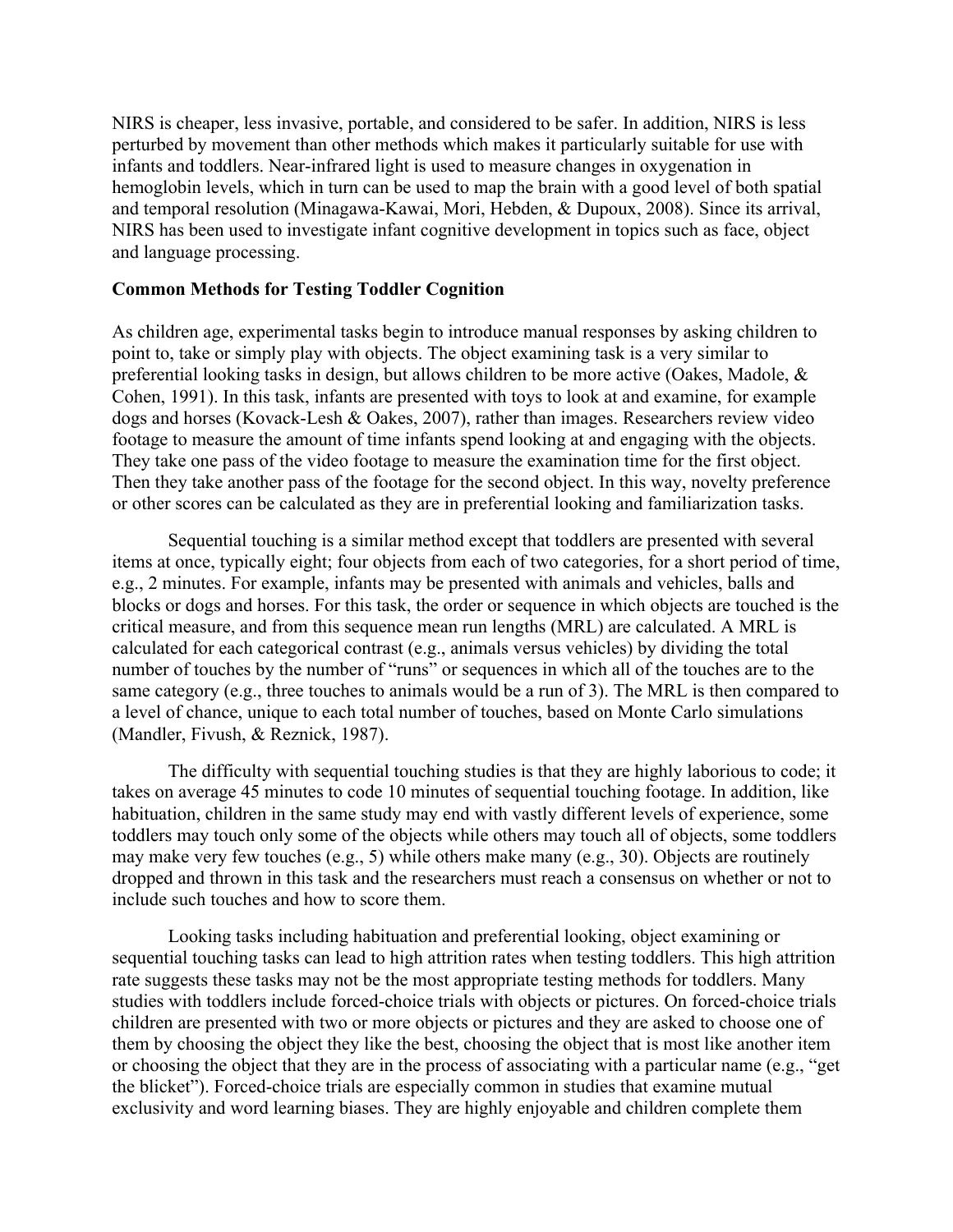NIRS is cheaper, less invasive, portable, and considered to be safer. In addition, NIRS is less perturbed by movement than other methods which makes it particularly suitable for use with infants and toddlers. Near-infrared light is used to measure changes in oxygenation in hemoglobin levels, which in turn can be used to map the brain with a good level of both spatial and temporal resolution (Minagawa-Kawai, Mori, Hebden, & Dupoux, 2008). Since its arrival, NIRS has been used to investigate infant cognitive development in topics such as face, object and language processing.

## Common Methods for Testing Toddler Cognition

As children age, experimental tasks begin to introduce manual responses by asking children to point to, take or simply play with objects. The object examining task is a very similar to preferential looking tasks in design, but allows children to be more active (Oakes, Madole, & Cohen, 1991). In this task, infants are presented with toys to look at and examine, for example dogs and horses (Kovack-Lesh & Oakes, 2007), rather than images. Researchers review video footage to measure the amount of time infants spend looking at and engaging with the objects. They take one pass of the video footage to measure the examination time for the first object. Then they take another pass of the footage for the second object. In this way, novelty preference or other scores can be calculated as they are in preferential looking and familiarization tasks.

Sequential touching is a similar method except that toddlers are presented with several items at once, typically eight; four objects from each of two categories, for a short period of time, e.g., 2 minutes. For example, infants may be presented with animals and vehicles, balls and blocks or dogs and horses. For this task, the order or sequence in which objects are touched is the critical measure, and from this sequence mean run lengths (MRL) are calculated. A MRL is calculated for each categorical contrast (e.g., animals versus vehicles) by dividing the total number of touches by the number of "runs" or sequences in which all of the touches are to the same category (e.g., three touches to animals would be a run of 3). The MRL is then compared to a level of chance, unique to each total number of touches, based on Monte Carlo simulations (Mandler, Fivush, & Reznick, 1987).

The difficulty with sequential touching studies is that they are highly laborious to code; it takes on average 45 minutes to code 10 minutes of sequential touching footage. In addition, like habituation, children in the same study may end with vastly different levels of experience, some toddlers may touch only some of the objects while others may touch all of objects, some toddlers may make very few touches (e.g., 5) while others make many (e.g., 30). Objects are routinely dropped and thrown in this task and the researchers must reach a consensus on whether or not to include such touches and how to score them.

Looking tasks including habituation and preferential looking, object examining or sequential touching tasks can lead to high attrition rates when testing toddlers. This high attrition rate suggests these tasks may not be the most appropriate testing methods for toddlers. Many studies with toddlers include forced-choice trials with objects or pictures. On forced-choice trials children are presented with two or more objects or pictures and they are asked to choose one of them by choosing the object they like the best, choosing the object that is most like another item or choosing the object that they are in the process of associating with a particular name (e.g., "get the blicket"). Forced-choice trials are especially common in studies that examine mutual exclusivity and word learning biases. They are highly enjoyable and children complete them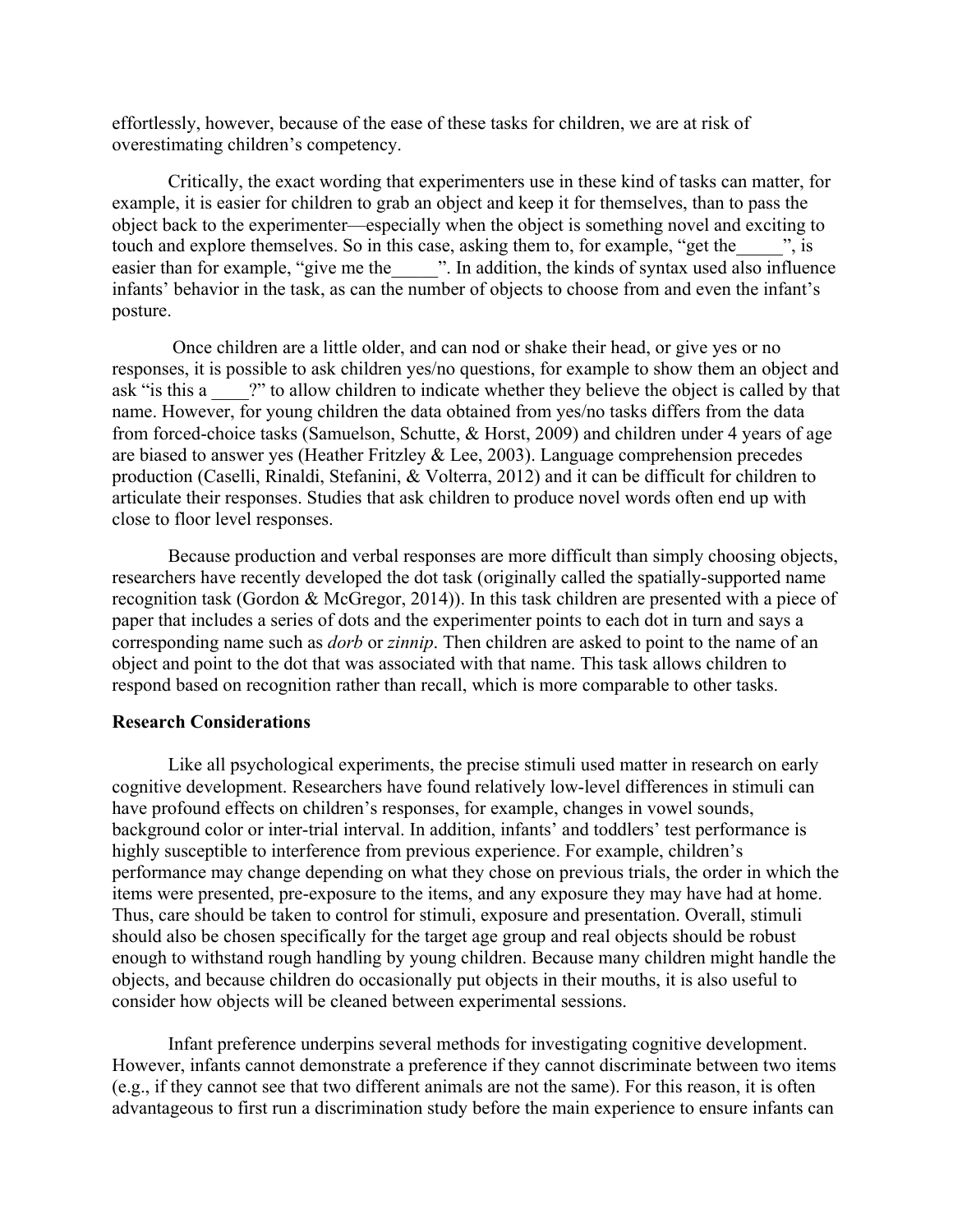effortlessly, however, because of the ease of these tasks for children, we are at risk of overestimating children's competency.

Critically, the exact wording that experimenters use in these kind of tasks can matter, for example, it is easier for children to grab an object and keep it for themselves, than to pass the object back to the experimenter—especially when the object is something novel and exciting to touch and explore themselves. So in this case, asking them to, for example, "get the_____", is easier than for example, "give me the_____". In addition, the kinds of syntax used also influence infants' behavior in the task, as can the number of objects to choose from and even the infant's posture.

Once children are a little older, and can nod or shake their head, or give yes or no responses, it is possible to ask children yes/no questions, for example to show them an object and ask "is this a ____?" to allow children to indicate whether they believe the object is called by that name. However, for young children the data obtained from yes/no tasks differs from the data from forced-choice tasks (Samuelson, Schutte, & Horst, 2009) and children under 4 years of age are biased to answer yes (Heather Fritzley & Lee, 2003). Language comprehension precedes production (Caselli, Rinaldi, Stefanini, & Volterra, 2012) and it can be difficult for children to articulate their responses. Studies that ask children to produce novel words often end up with close to floor level responses.

Because production and verbal responses are more difficult than simply choosing objects, researchers have recently developed the dot task (originally called the spatially-supported name recognition task (Gordon & McGregor, 2014)). In this task children are presented with a piece of paper that includes a series of dots and the experimenter points to each dot in turn and says a corresponding name such as *dorb* or *zinnip*. Then children are asked to point to the name of an object and point to the dot that was associated with that name. This task allows children to respond based on recognition rather than recall, which is more comparable to other tasks.

**Research Considerations**

Like all psychological experiments, the precise stimuli used matter in research on early cognitive development. Researchers have found relatively low-level differences in stimuli can have profound effects on children's responses, for example, changes in vowel sounds, background color or inter-trial interval. In addition, infants' and toddlers' test performance is highly susceptible to interference from previous experience. For example, children's performance may change depending on what they chose on previous trials, the order in which the items were presented, pre-exposure to the items, and any exposure they may have had at home. Thus, care should be taken to control for stimuli, exposure and presentation. Overall, stimuli should also be chosen specifically for the target age group and real objects should be robust enough to withstand rough handling by young children. Because many children might handle the objects, and because children do occasionally put objects in their mouths, it is also useful to consider how objects will be cleaned between experimental sessions.

Infant preference underpins several methods for investigating cognitive development. However, infants cannot demonstrate a preference if they cannot discriminate between two items (e.g., if they cannot see that two different animals are not the same). For this reason, it is often advantageous to first run a discrimination study before the main experience to ensure infants can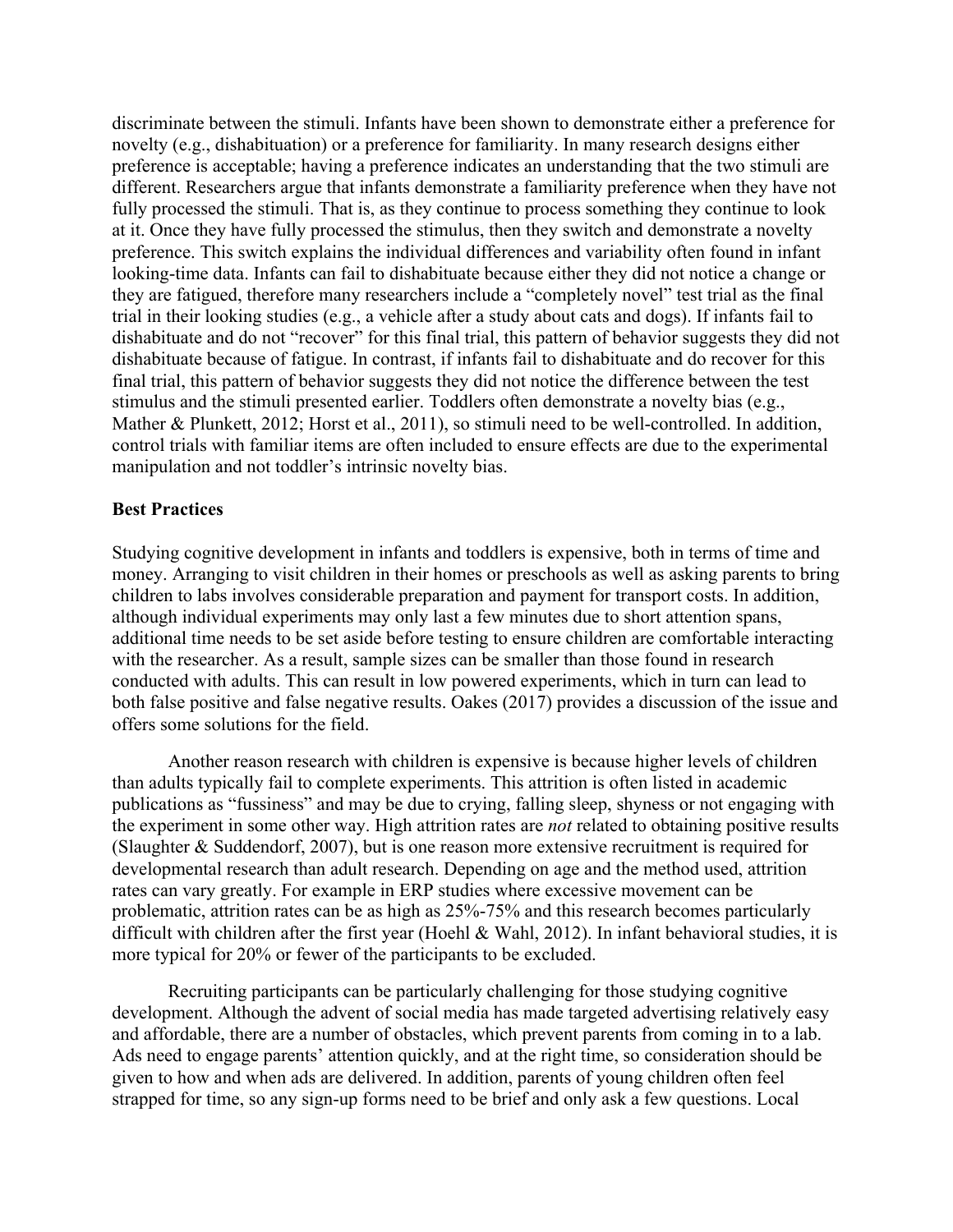discriminate between the stimuli. Infants have been shown to demonstrate either a preference for novelty (e.g., dishabituation) or a preference for familiarity. In many research designs either preference is acceptable; having a preference indicates an understanding that the two stimuli are different. Researchers argue that infants demonstrate a familiarity preference when they have not fully processed the stimuli. That is, as they continue to process something they continue to look at it. Once they have fully processed the stimulus, then they switch and demonstrate a novelty preference. This switch explains the individual differences and variability often found in infant looking-time data. Infants can fail to dishabituate because either they did not notice a change or they are fatigued, therefore many researchers include a "completely novel" test trial as the final trial in their looking studies (e.g., a vehicle after a study about cats and dogs). If infants fail to dishabituate and do not "recover" for this final trial, this pattern of behavior suggests they did not dishabituate because of fatigue. In contrast, if infants fail to dishabituate and do recover for this final trial, this pattern of behavior suggests they did not notice the difference between the test stimulus and the stimuli presented earlier. Toddlers often demonstrate a novelty bias (e.g., Mather & Plunkett, 2012; Horst et al., 2011), so stimuli need to be well-controlled. In addition, control trials with familiar items are often included to ensure effects are due to the experimental manipulation and not toddler's intrinsic novelty bias.

**Best Practices**

Studying cognitive development in infants and toddlers is expensive, both in terms of time and money. Arranging to visit children in their homes or preschools as well as asking parents to bring children to labs involves considerable preparation and payment for transport costs. In addition, although individual experiments may only last a few minutes due to short attention spans, additional time needs to be set aside before testing to ensure children are comfortable interacting with the researcher. As a result, sample sizes can be smaller than those found in research conducted with adults. This can result in low powered experiments, which in turn can lead to both false positive and false negative results. Oakes (2017) provides a discussion of the issue and offers some solutions for the field.

Another reason research with children is expensive is because higher levels of children than adults typically fail to complete experiments. This attrition is often listed in academic publications as "fussiness" and may be due to crying, falling sleep, shyness or not engaging with the experiment in some other way. High attrition rates are *not* related to obtaining positive results (Slaughter & Suddendorf, 2007), but is one reason more extensive recruitment is required for developmental research than adult research. Depending on age and the method used, attrition rates can vary greatly. For example in ERP studies where excessive movement can be problematic, attrition rates can be as high as 25%-75% and this research becomes particularly difficult with children after the first year (Hoehl & Wahl, 2012). In infant behavioral studies, it is more typical for 20% or fewer of the participants to be excluded.

Recruiting participants can be particularly challenging for those studying cognitive development. Although the advent of social media has made targeted advertising relatively easy and affordable, there are a number of obstacles, which prevent parents from coming in to a lab. Ads need to engage parents' attention quickly, and at the right time, so consideration should be given to how and when ads are delivered. In addition, parents of young children often feel strapped for time, so any sign-up forms need to be brief and only ask a few questions. Local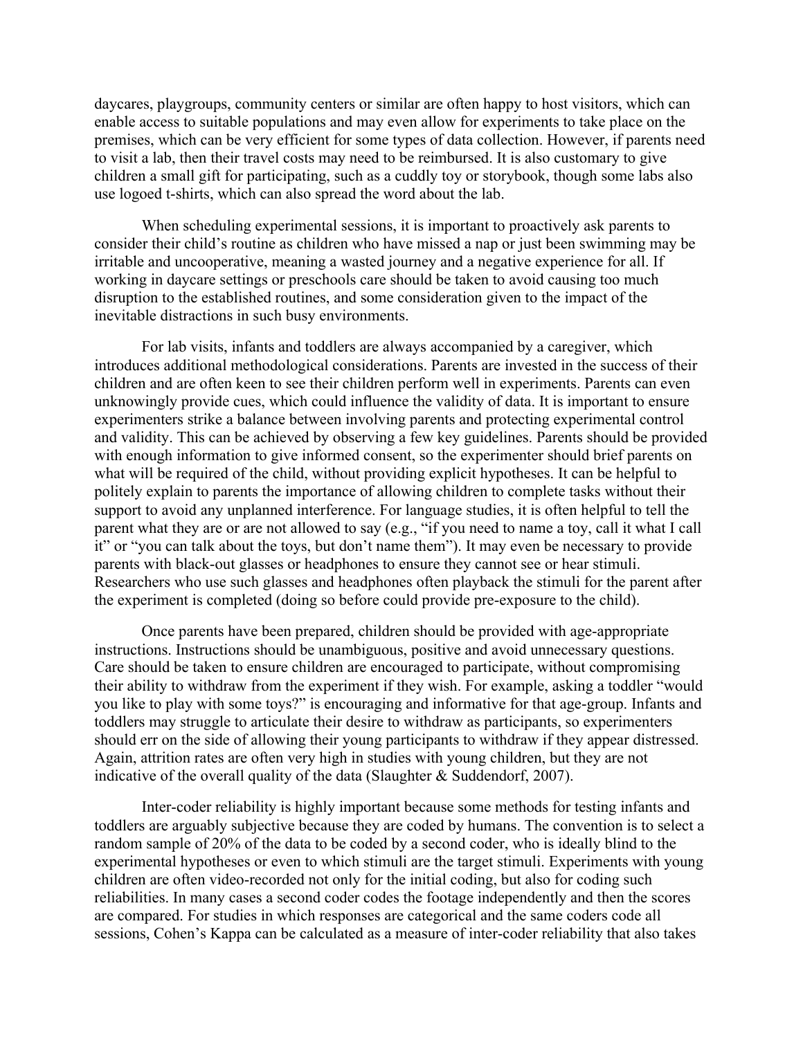daycares, playgroups, community centers or similar are often happy to host visitors, which can enable access to suitable populations and may even allow for experiments to take place on the premises, which can be very efficient for some types of data collection. However, if parents need to visit a lab, then their travel costs may need to be reimbursed. It is also customary to give children a small gift for participating, such as a cuddly toy or storybook, though some labs also use logoed t-shirts, which can also spread the word about the lab.

When scheduling experimental sessions, it is important to proactively ask parents to consider their child's routine as children who have missed a nap or just been swimming may be irritable and uncooperative, meaning a wasted journey and a negative experience for all. If working in daycare settings or preschools care should be taken to avoid causing too much disruption to the established routines, and some consideration given to the impact of the inevitable distractions in such busy environments.

For lab visits, infants and toddlers are always accompanied by a caregiver, which introduces additional methodological considerations. Parents are invested in the success of their children and are often keen to see their children perform well in experiments. Parents can even unknowingly provide cues, which could influence the validity of data. It is important to ensure experimenters strike a balance between involving parents and protecting experimental control and validity. This can be achieved by observing a few key guidelines. Parents should be provided with enough information to give informed consent, so the experimenter should brief parents on what will be required of the child, without providing explicit hypotheses. It can be helpful to politely explain to parents the importance of allowing children to complete tasks without their support to avoid any unplanned interference. For language studies, it is often helpful to tell the parent what they are or are not allowed to say (e.g., "if you need to name a toy, call it what I call it" or "you can talk about the toys, but don't name them"). It may even be necessary to provide parents with black-out glasses or headphones to ensure they cannot see or hear stimuli. Researchers who use such glasses and headphones often playback the stimuli for the parent after the experiment is completed (doing so before could provide pre-exposure to the child).

Once parents have been prepared, children should be provided with age-appropriate instructions. Instructions should be unambiguous, positive and avoid unnecessary questions. Care should be taken to ensure children are encouraged to participate, without compromising their ability to withdraw from the experiment if they wish. For example, asking a toddler "would you like to play with some toys?" is encouraging and informative for that age-group. Infants and toddlers may struggle to articulate their desire to withdraw as participants, so experimenters should err on the side of allowing their young participants to withdraw if they appear distressed. Again, attrition rates are often very high in studies with young children, but they are not indicative of the overall quality of the data (Slaughter & Suddendorf, 2007).

Inter-coder reliability is highly important because some methods for testing infants and toddlers are arguably subjective because they are coded by humans. The convention is to select a random sample of 20% of the data to be coded by a second coder, who is ideally blind to the experimental hypotheses or even to which stimuli are the target stimuli. Experiments with young children are often video-recorded not only for the initial coding, but also for coding such reliabilities. In many cases a second coder codes the footage independently and then the scores are compared. For studies in which responses are categorical and the same coders code all sessions, Cohen's Kappa can be calculated as a measure of inter-coder reliability that also takes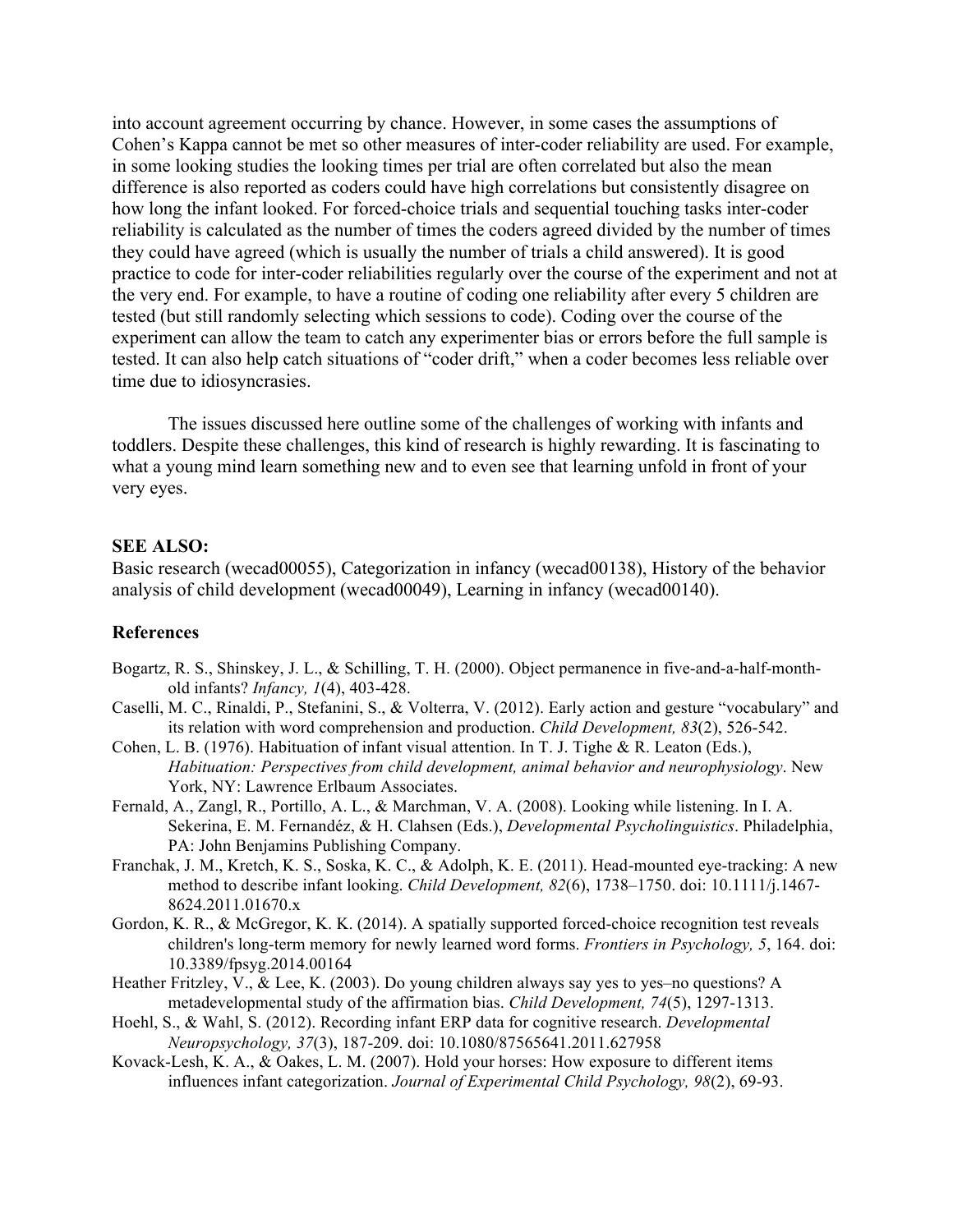into account agreement occurring by chance. However, in some cases the assumptions of Cohen's Kappa cannot be met so other measures of inter-coder reliability are used. For example, in some looking studies the looking times per trial are often correlated but also the mean difference is also reported as coders could have high correlations but consistently disagree on how long the infant looked. For forced-choice trials and sequential touching tasks inter-coder reliability is calculated as the number of times the coders agreed divided by the number of times they could have agreed (which is usually the number of trials a child answered). It is good practice to code for inter-coder reliabilities regularly over the course of the experiment and not at the very end. For example, to have a routine of coding one reliability after every 5 children are tested (but still randomly selecting which sessions to code). Coding over the course of the experiment can allow the team to catch any experimenter bias or errors before the full sample is tested. It can also help catch situations of "coder drift," when a coder becomes less reliable over time due to idiosyncrasies.

The issues discussed here outline some of the challenges of working with infants and toddlers. Despite these challenges, this kind of research is highly rewarding. It is fascinating to what a young mind learn something new and to even see that learning unfold in front of your very eyes.

**SEE ALSO:**
Basic research (wecad00055), Categorization in infancy (wecad00138), History of the behavior analysis of child development (wecad00049), Learning in infancy (wecad00140).

## References

Bogartz, R. S., Shinskey, J. L., & Schilling, T. H. (2000). Object permanence in five-and-a-half-month-old infants? *Infancy, 1*(4), 403-428.

Caselli, M. C., Rinaldi, P., Stefanini, S., & Volterra, V. (2012). Early action and gesture "vocabulary" and its relation with word comprehension and production. *Child Development, 83*(2), 526-542.

Cohen, L. B. (1976). Habituation of infant visual attention. In T. J. Tighe & R. Leaton (Eds.), *Habituation: Perspectives from child development, animal behavior and neurophysiology*. New York, NY: Lawrence Erlbaum Associates.

Fernald, A., Zangl, R., Portillo, A. L., & Marchman, V. A. (2008). Looking while listening. In I. A. Sekerina, E. M. Fernandéz, & H. Clahsen (Eds.), *Developmental Psycholinguistics*. Philadelphia, PA: John Benjamins Publishing Company.

Franchak, J. M., Kretch, K. S., Soska, K. C., & Adolph, K. E. (2011). Head-mounted eye-tracking: A new method to describe infant looking. *Child Development, 82*(6), 1738–1750. doi: 10.1111/j.1467-8624.2011.01670.x

Gordon, K. R., & McGregor, K. K. (2014). A spatially supported forced-choice recognition test reveals children's long-term memory for newly learned word forms. *Frontiers in Psychology, 5*, 164. doi: 10.3389/fpsyg.2014.00164

Heather Fritzley, V., & Lee, K. (2003). Do young children always say yes to yes–no questions? A metadevelopmental study of the affirmation bias. *Child Development, 74*(5), 1297-1313.

Hoehl, S., & Wahl, S. (2012). Recording infant ERP data for cognitive research. *Developmental Neuropsychology, 37*(3), 187-209. doi: 10.1080/87565641.2011.627958

Kovack-Lesh, K. A., & Oakes, L. M. (2007). Hold your horses: How exposure to different items influences infant categorization. *Journal of Experimental Child Psychology, 98*(2), 69-93.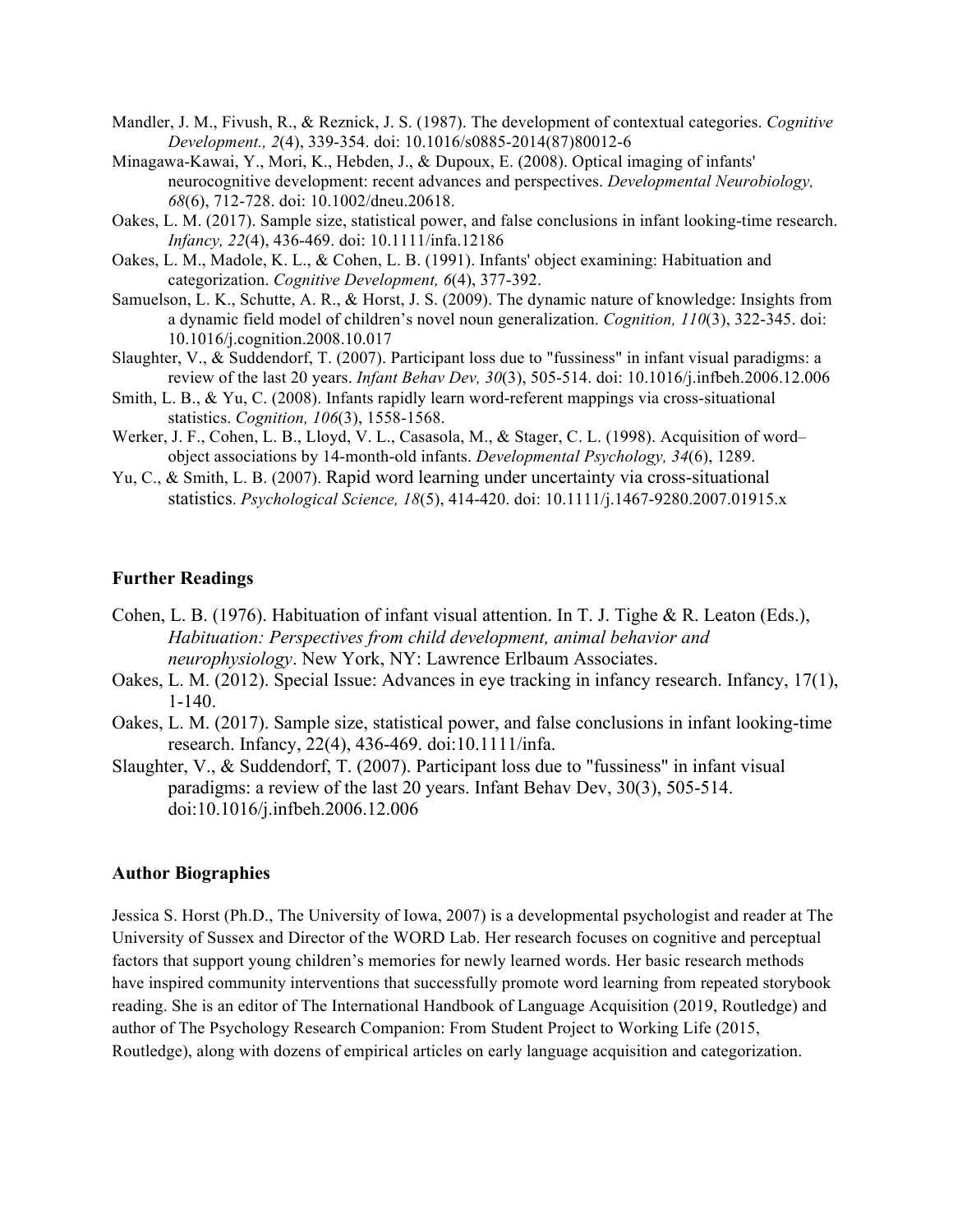Mandler, J. M., Fivush, R., & Reznick, J. S. (1987). The development of contextual categories. *Cognitive Development., 2*(4), 339-354. doi: 10.1016/s0885-2014(87)80012-6

Minagawa-Kawai, Y., Mori, K., Hebden, J., & Dupoux, E. (2008). Optical imaging of infants' neurocognitive development: recent advances and perspectives. *Developmental Neurobiology, 68*(6), 712-728. doi: 10.1002/dneu.20618.

Oakes, L. M. (2017). Sample size, statistical power, and false conclusions in infant looking-time research. *Infancy, 22*(4), 436-469. doi: 10.1111/infa.12186

Oakes, L. M., Madole, K. L., & Cohen, L. B. (1991). Infants' object examining: Habituation and categorization. *Cognitive Development, 6*(4), 377-392.

Samuelson, L. K., Schutte, A. R., & Horst, J. S. (2009). The dynamic nature of knowledge: Insights from a dynamic field model of children's novel noun generalization. *Cognition, 110*(3), 322-345. doi: 10.1016/j.cognition.2008.10.017

Slaughter, V., & Suddendorf, T. (2007). Participant loss due to "fussiness" in infant visual paradigms: a review of the last 20 years. *Infant Behav Dev, 30*(3), 505-514. doi: 10.1016/j.infbeh.2006.12.006

Smith, L. B., & Yu, C. (2008). Infants rapidly learn word-referent mappings via cross-situational statistics. *Cognition, 106*(3), 1558-1568.

Werker, J. F., Cohen, L. B., Lloyd, V. L., Casasola, M., & Stager, C. L. (1998). Acquisition of word–object associations by 14-month-old infants. *Developmental Psychology, 34*(6), 1289.

Yu, C., & Smith, L. B. (2007). Rapid word learning under uncertainty via cross-situational statistics. *Psychological Science, 18*(5), 414-420. doi: 10.1111/j.1467-9280.2007.01915.x

## Further Readings

Cohen, L. B. (1976). Habituation of infant visual attention. In T. J. Tighe & R. Leaton (Eds.), *Habituation: Perspectives from child development, animal behavior and neurophysiology*. New York, NY: Lawrence Erlbaum Associates.

Oakes, L. M. (2012). Special Issue: Advances in eye tracking in infancy research. Infancy, 17(1), 1-140.

Oakes, L. M. (2017). Sample size, statistical power, and false conclusions in infant looking-time research. Infancy, 22(4), 436-469. doi:10.1111/infa.

Slaughter, V., & Suddendorf, T. (2007). Participant loss due to "fussiness" in infant visual paradigms: a review of the last 20 years. Infant Behav Dev, 30(3), 505-514. doi:10.1016/j.infbeh.2006.12.006

## Author Biographies

Jessica S. Horst (Ph.D., The University of Iowa, 2007) is a developmental psychologist and reader at The University of Sussex and Director of the WORD Lab. Her research focuses on cognitive and perceptual factors that support young children's memories for newly learned words. Her basic research methods have inspired community interventions that successfully promote word learning from repeated storybook reading. She is an editor of The International Handbook of Language Acquisition (2019, Routledge) and author of The Psychology Research Companion: From Student Project to Working Life (2015, Routledge), along with dozens of empirical articles on early language acquisition and categorization.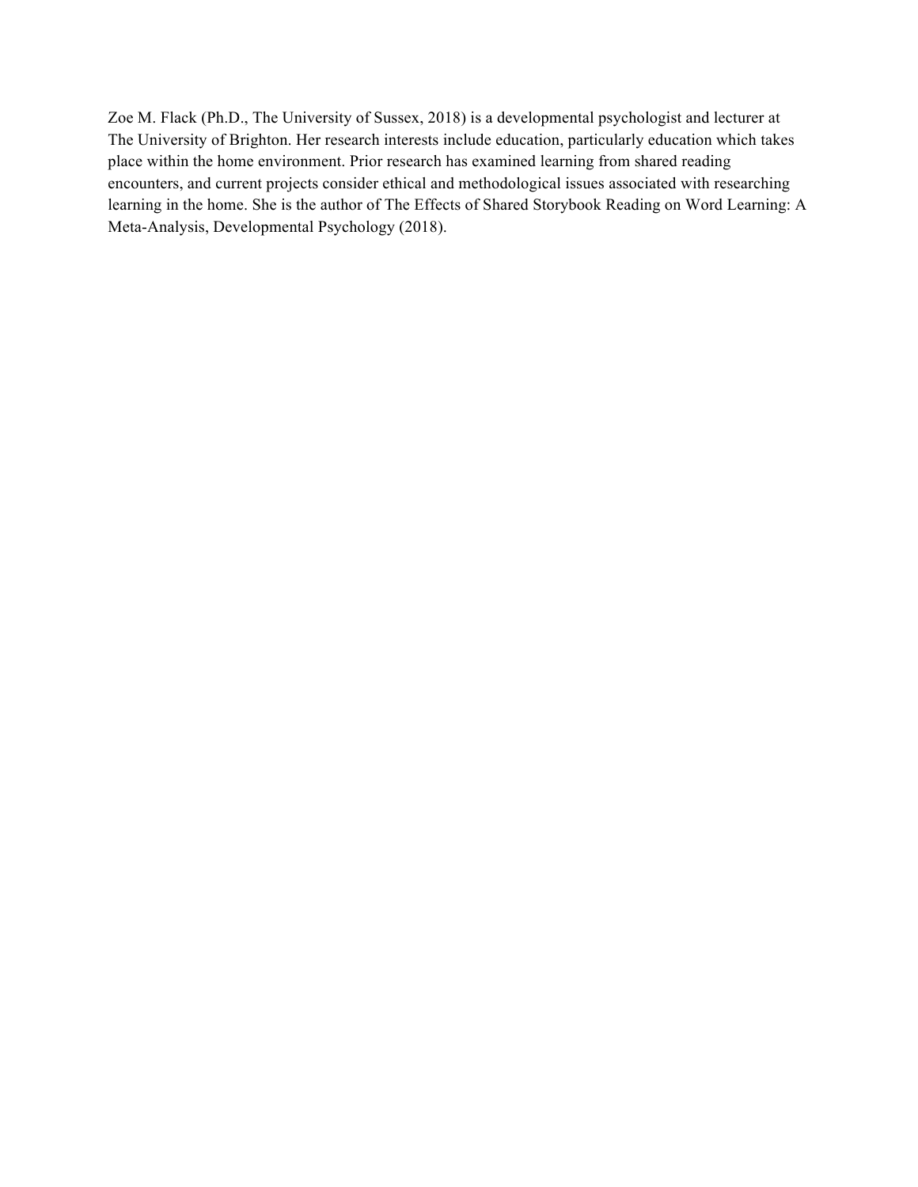Zoe M. Flack (Ph.D., The University of Sussex, 2018) is a developmental psychologist and lecturer at The University of Brighton. Her research interests include education, particularly education which takes place within the home environment. Prior research has examined learning from shared reading encounters, and current projects consider ethical and methodological issues associated with researching learning in the home. She is the author of The Effects of Shared Storybook Reading on Word Learning: A Meta-Analysis, Developmental Psychology (2018).